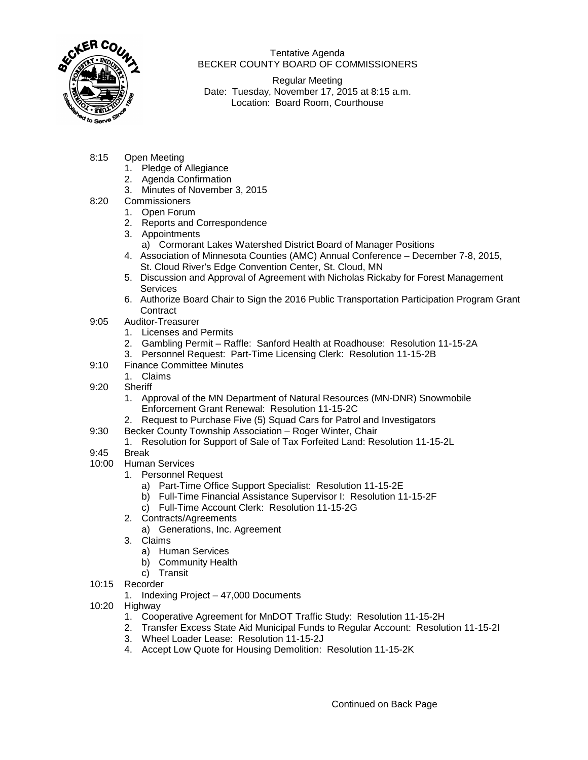Tentative Agenda
BECKER COUNTY BOARD OF COMMISSIONERS

Regular Meeting
Date: Tuesday, November 17, 2015 at 8:15 a.m.
Location: Board Room, Courthouse

8:15 Open Meeting
1. Pledge of Allegiance
2. Agenda Confirmation
3. Minutes of November 3, 2015

8:20 Commissioners
1. Open Forum
2. Reports and Correspondence
3. Appointments
   a) Cormorant Lakes Watershed District Board of Manager Positions
4. Association of Minnesota Counties (AMC) Annual Conference – December 7-8, 2015, St. Cloud River's Edge Convention Center, St. Cloud, MN
5. Discussion and Approval of Agreement with Nicholas Rickaby for Forest Management Services
6. Authorize Board Chair to Sign the 2016 Public Transportation Participation Program Grant Contract

9:05 Auditor-Treasurer
1. Licenses and Permits
2. Gambling Permit – Raffle: Sanford Health at Roadhouse: Resolution 11-15-2A
3. Personnel Request: Part-Time Licensing Clerk: Resolution 11-15-2B

9:10 Finance Committee Minutes
1. Claims

9:20 Sheriff
1. Approval of the MN Department of Natural Resources (MN-DNR) Snowmobile Enforcement Grant Renewal: Resolution 11-15-2C
2. Request to Purchase Five (5) Squad Cars for Patrol and Investigators

9:30 Becker County Township Association – Roger Winter, Chair
1. Resolution for Support of Sale of Tax Forfeited Land: Resolution 11-15-2L

9:45 Break

10:00 Human Services
1. Personnel Request
   a) Part-Time Office Support Specialist: Resolution 11-15-2E
   b) Full-Time Financial Assistance Supervisor I: Resolution 11-15-2F
   c) Full-Time Account Clerk: Resolution 11-15-2G
2. Contracts/Agreements
   a) Generations, Inc. Agreement
3. Claims
   a) Human Services
   b) Community Health
   c) Transit

10:15 Recorder
1. Indexing Project – 47,000 Documents

10:20 Highway
1. Cooperative Agreement for MnDOT Traffic Study: Resolution 11-15-2H
2. Transfer Excess State Aid Municipal Funds to Regular Account: Resolution 11-15-2I
3. Wheel Loader Lease: Resolution 11-15-2J
4. Accept Low Quote for Housing Demolition: Resolution 11-15-2K

Continued on Back Page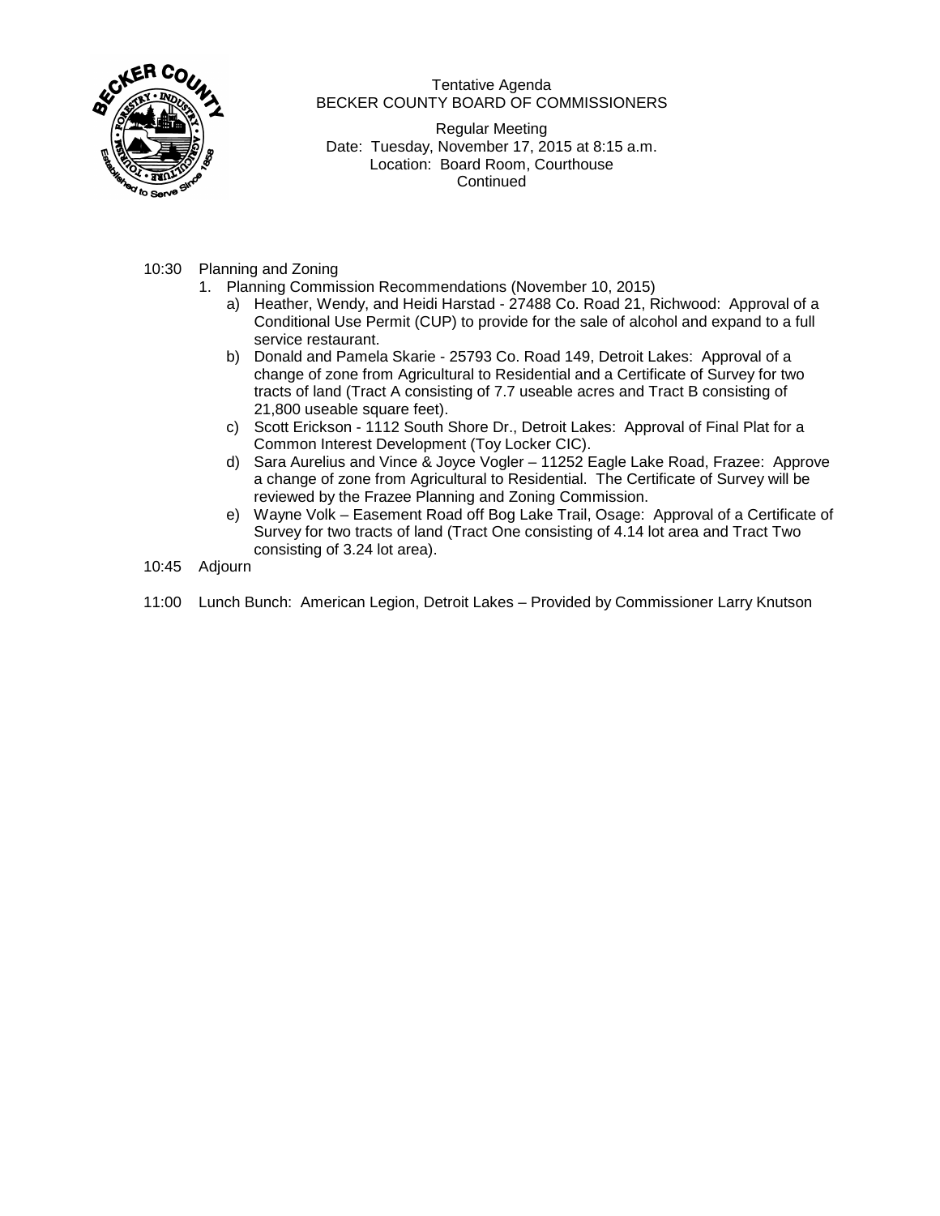Tentative Agenda
BECKER COUNTY BOARD OF COMMISSIONERS

Regular Meeting
Date: Tuesday, November 17, 2015 at 8:15 a.m.
Location: Board Room, Courthouse
Continued

10:30 Planning and Zoning

1. Planning Commission Recommendations (November 10, 2015)
   - a) Heather, Wendy, and Heidi Harstad - 27488 Co. Road 21, Richwood: Approval of a Conditional Use Permit (CUP) to provide for the sale of alcohol and expand to a full service restaurant.
   - b) Donald and Pamela Skarie - 25793 Co. Road 149, Detroit Lakes: Approval of a change of zone from Agricultural to Residential and a Certificate of Survey for two tracts of land (Tract A consisting of 7.7 useable acres and Tract B consisting of 21,800 useable square feet).
   - c) Scott Erickson - 1112 South Shore Dr., Detroit Lakes: Approval of Final Plat for a Common Interest Development (Toy Locker CIC).
   - d) Sara Aurelius and Vince & Joyce Vogler – 11252 Eagle Lake Road, Frazee: Approve a change of zone from Agricultural to Residential. The Certificate of Survey will be reviewed by the Frazee Planning and Zoning Commission.
   - e) Wayne Volk – Easement Road off Bog Lake Trail, Osage: Approval of a Certificate of Survey for two tracts of land (Tract One consisting of 4.14 lot area and Tract Two consisting of 3.24 lot area).

10:45 Adjourn

11:00 Lunch Bunch: American Legion, Detroit Lakes – Provided by Commissioner Larry Knutson